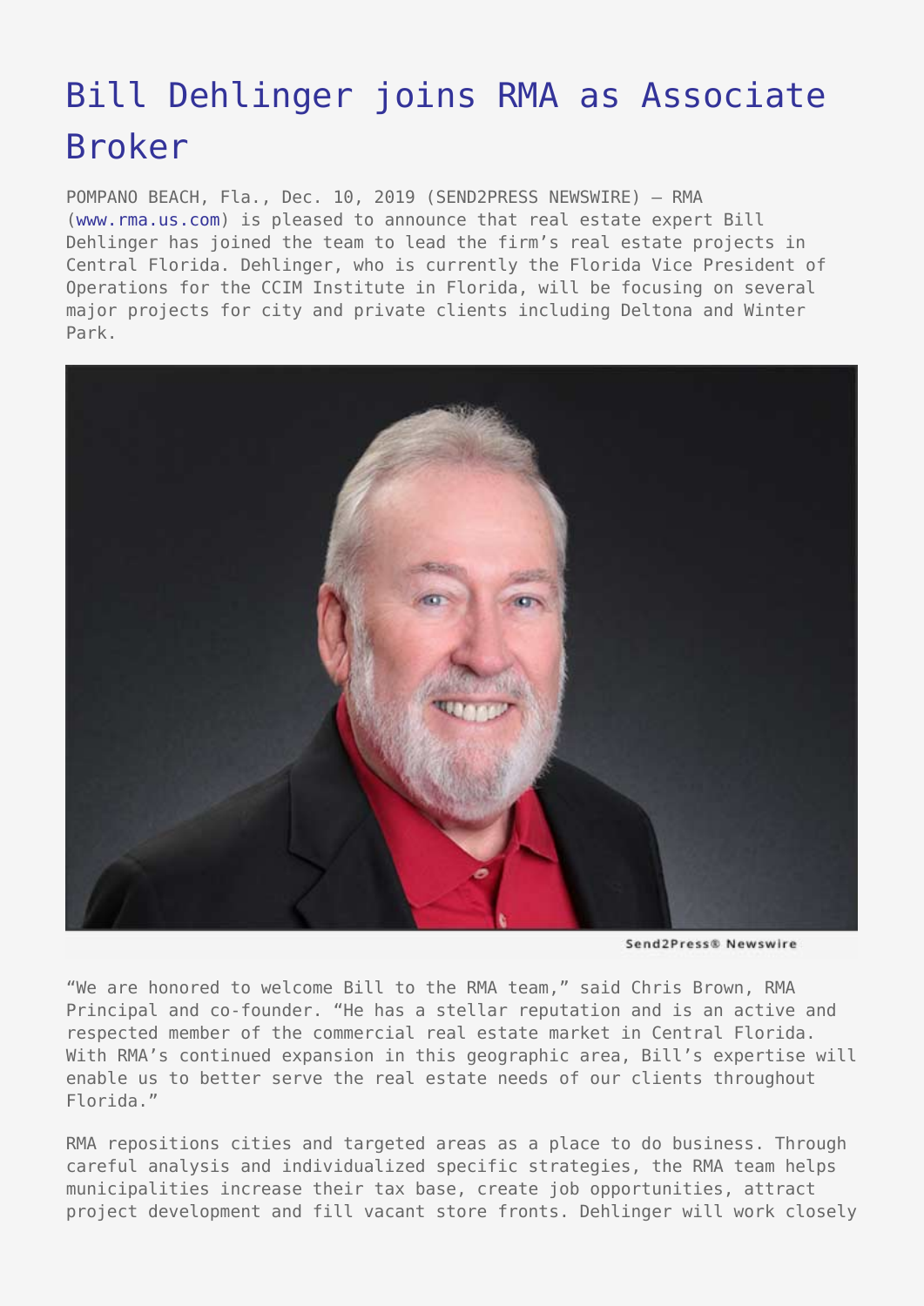# Bill Dehlinger joins RMA as Associate Broker

POMPANO BEACH, Fla., Dec. 10, 2019 (SEND2PRESS NEWSWIRE) — RMA (www.rma.us.com) is pleased to announce that real estate expert Bill Dehlinger has joined the team to lead the firm's real estate projects in Central Florida. Dehlinger, who is currently the Florida Vice President of Operations for the CCIM Institute in Florida, will be focusing on several major projects for city and private clients including Deltona and Winter Park.

Send2Press® Newswire

"We are honored to welcome Bill to the RMA team," said Chris Brown, RMA Principal and co-founder. "He has a stellar reputation and is an active and respected member of the commercial real estate market in Central Florida. With RMA's continued expansion in this geographic area, Bill's expertise will enable us to better serve the real estate needs of our clients throughout Florida."

RMA repositions cities and targeted areas as a place to do business. Through careful analysis and individualized specific strategies, the RMA team helps municipalities increase their tax base, create job opportunities, attract project development and fill vacant store fronts. Dehlinger will work closely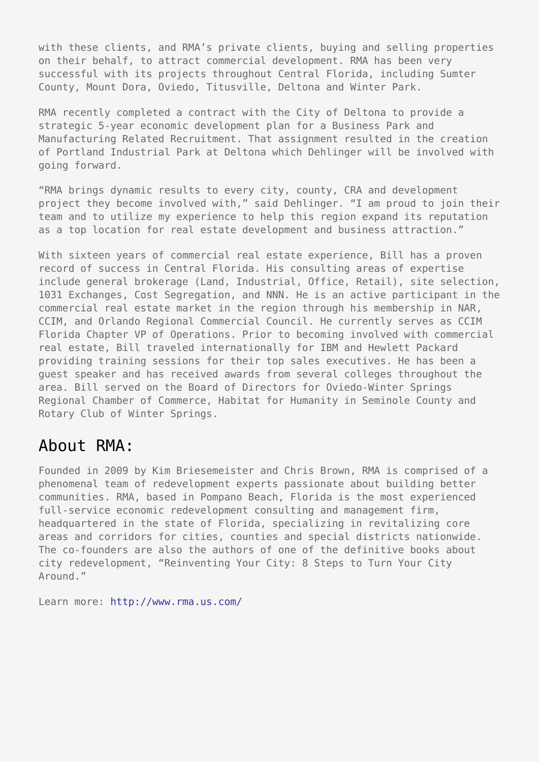with these clients, and RMA's private clients, buying and selling properties on their behalf, to attract commercial development. RMA has been very successful with its projects throughout Central Florida, including Sumter County, Mount Dora, Oviedo, Titusville, Deltona and Winter Park.

RMA recently completed a contract with the City of Deltona to provide a strategic 5-year economic development plan for a Business Park and Manufacturing Related Recruitment. That assignment resulted in the creation of Portland Industrial Park at Deltona which Dehlinger will be involved with going forward.

"RMA brings dynamic results to every city, county, CRA and development project they become involved with," said Dehlinger. "I am proud to join their team and to utilize my experience to help this region expand its reputation as a top location for real estate development and business attraction."

With sixteen years of commercial real estate experience, Bill has a proven record of success in Central Florida. His consulting areas of expertise include general brokerage (Land, Industrial, Office, Retail), site selection, 1031 Exchanges, Cost Segregation, and NNN. He is an active participant in the commercial real estate market in the region through his membership in NAR, CCIM, and Orlando Regional Commercial Council. He currently serves as CCIM Florida Chapter VP of Operations. Prior to becoming involved with commercial real estate, Bill traveled internationally for IBM and Hewlett Packard providing training sessions for their top sales executives. He has been a guest speaker and has received awards from several colleges throughout the area. Bill served on the Board of Directors for Oviedo-Winter Springs Regional Chamber of Commerce, Habitat for Humanity in Seminole County and Rotary Club of Winter Springs.

## About RMA:

Founded in 2009 by Kim Briesemeister and Chris Brown, RMA is comprised of a phenomenal team of redevelopment experts passionate about building better communities. RMA, based in Pompano Beach, Florida is the most experienced full-service economic redevelopment consulting and management firm, headquartered in the state of Florida, specializing in revitalizing core areas and corridors for cities, counties and special districts nationwide. The co-founders are also the authors of one of the definitive books about city redevelopment, "Reinventing Your City: 8 Steps to Turn Your City Around."

Learn more: http://www.rma.us.com/